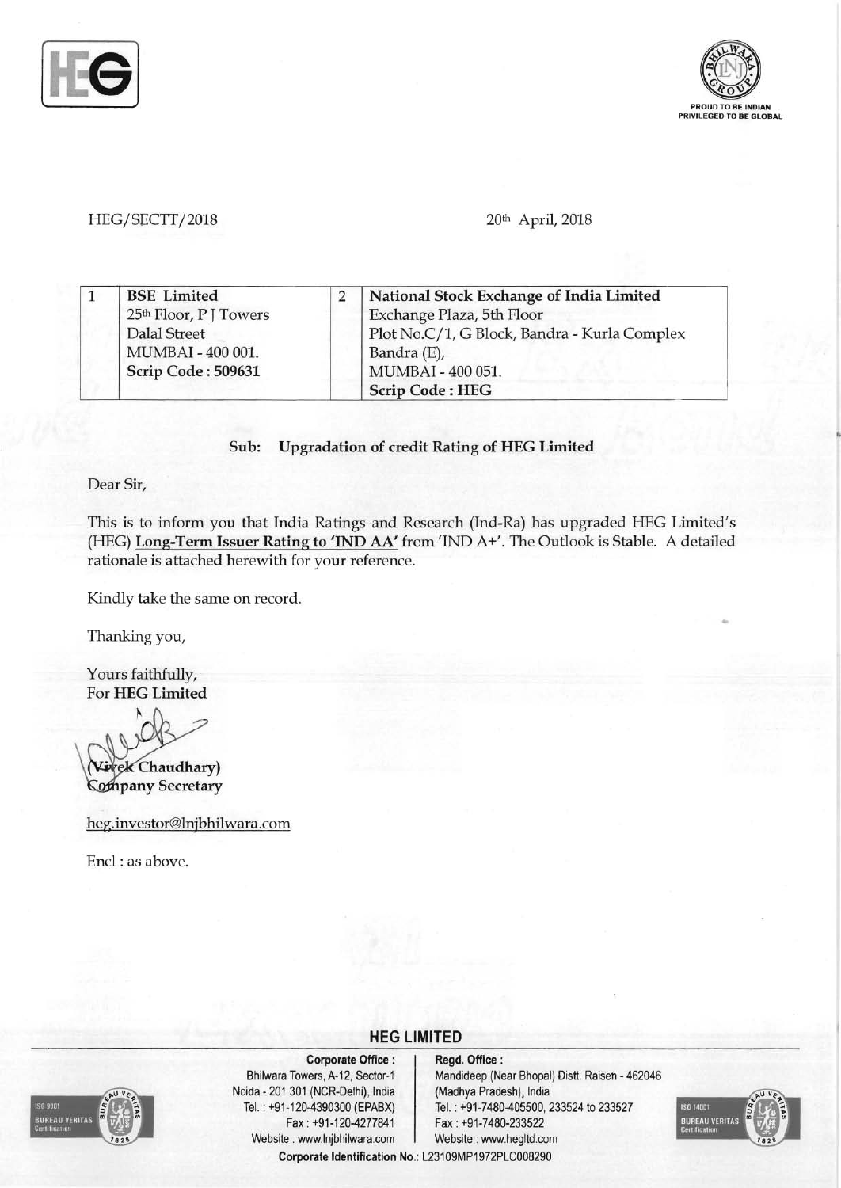HEG/SECTT/2018

20th April, 2018

| 1 | **BSE Limited**<br>25th Floor, P J Towers<br>Dalal Street<br>MUMBAI - 400 001.<br>**Scrip Code : 509631** | 2 | **National Stock Exchange of India Limited**<br>Exchange Plaza, 5th Floor<br>Plot No.C/1, G Block, Bandra - Kurla Complex<br>Bandra (E),<br>MUMBAI - 400 051.<br>**Scrip Code : HEG** |
|---|---|---|---|

**Sub: Upgradation of credit Rating of HEG Limited**

Dear Sir,

This is to inform you that India Ratings and Research (Ind-Ra) has upgraded HEG Limited's (HEG) **Long-Term Issuer Rating to 'IND AA'** from 'IND A+'. The Outlook is Stable. A detailed rationale is attached herewith for your reference.

Kindly take the same on record.

Thanking you,

Yours faithfully,
**For HEG Limited**

**(Vivek Chaudhary)**
**Company Secretary**

heg.investor@lnjbhilwara.com

Encl : as above.

**HEG LIMITED**

**Corporate Office :**
Bhilwara Towers, A-12, Sector-1
Noida - 201 301 (NCR-Delhi), India
Tel. : +91-120-4390300 (EPABX)
Fax : +91-120-4277841
Website : www.lnjbhilwara.com

**Regd. Office :**
Mandideep (Near Bhopal) Distt. Raisen - 462046
(Madhya Pradesh), India
Tel. : +91-7480-405500, 233524 to 233527
Fax : +91-7480-233522
Website : www.hegltd.com

**Corporate Identification No.**: L23109MP1972PLC008290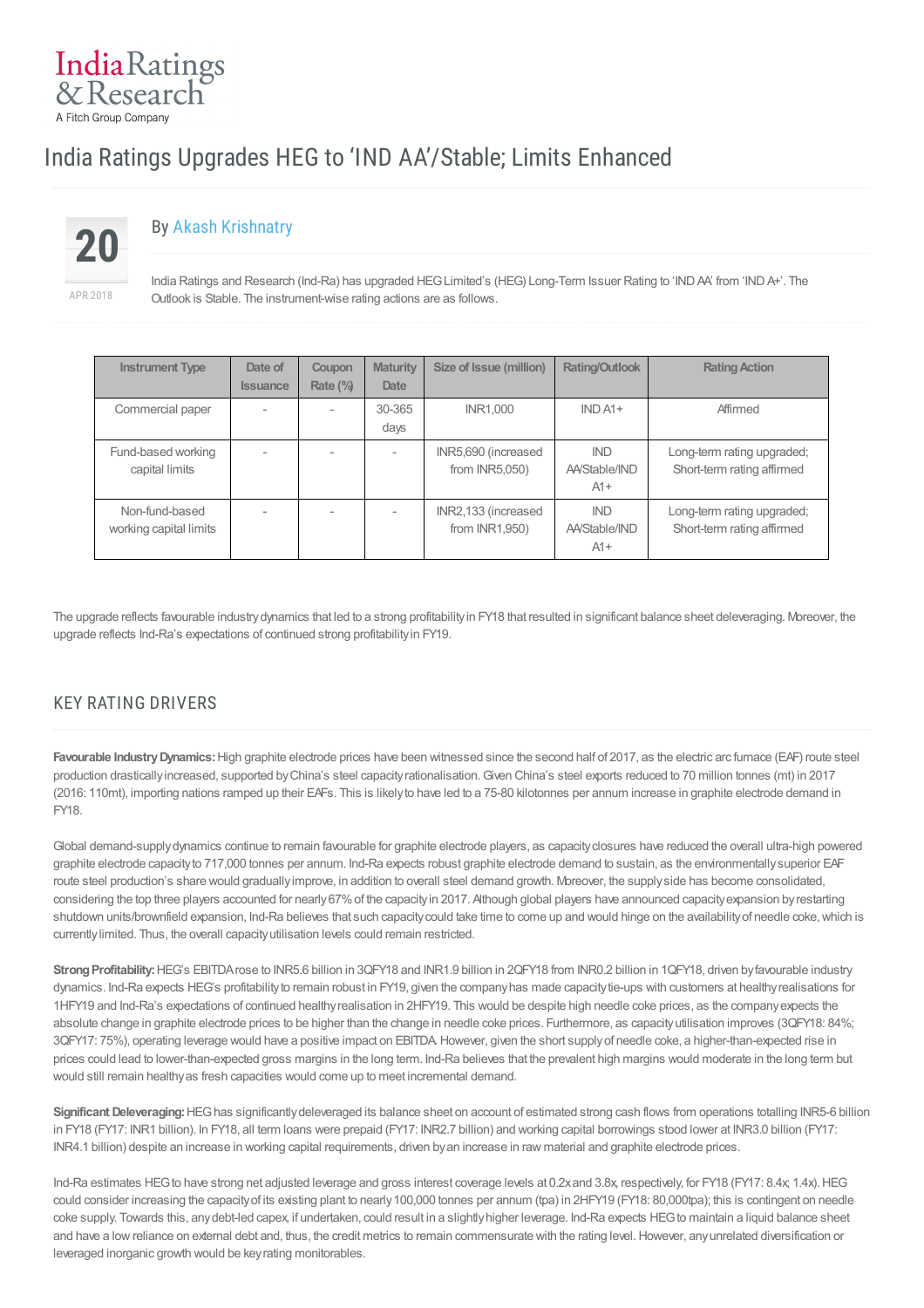# India Ratings Upgrades HEG to 'IND AA'/Stable; Limits Enhanced

20
APR 2018

By Akash Krishnatry

India Ratings and Research (Ind-Ra) has upgraded HEG Limited's (HEG) Long-Term Issuer Rating to 'IND AA' from 'IND A+'. The Outlook is Stable. The instrument-wise rating actions are as follows.

| Instrument Type | Date of Issuance | Coupon Rate (%) | Maturity Date | Size of Issue (million) | Rating/Outlook | Rating Action |
|---|---|---|---|---|---|---|
| Commercial paper | - | - | 30-365 days | INR1,000 | IND A1+ | Affirmed |
| Fund-based working capital limits | - | - | - | INR5,690 (increased from INR5,050) | IND AA/Stable/IND A1+ | Long-term rating upgraded; Short-term rating affirmed |
| Non-fund-based working capital limits | - | - | - | INR2,133 (increased from INR1,950) | IND AA/Stable/IND A1+ | Long-term rating upgraded; Short-term rating affirmed |

The upgrade reflects favourable industry dynamics that led to a strong profitability in FY18 that resulted in significant balance sheet deleveraging. Moreover, the upgrade reflects Ind-Ra's expectations of continued strong profitability in FY19.

## KEY RATING DRIVERS

**Favourable Industry Dynamics:** High graphite electrode prices have been witnessed since the second half of 2017, as the electric arc furnace (EAF) route steel production drastically increased, supported by China's steel capacity rationalisation. Given China's steel exports reduced to 70 million tonnes (mt) in 2017 (2016: 110mt), importing nations ramped up their EAFs. This is likely to have led to a 75-80 kilotonnes per annum increase in graphite electrode demand in FY18.

Global demand-supply dynamics continue to remain favourable for graphite electrode players, as capacity closures have reduced the overall ultra-high powered graphite electrode capacity to 717,000 tonnes per annum. Ind-Ra expects robust graphite electrode demand to sustain, as the environmentally superior EAF route steel production's share would gradually improve, in addition to overall steel demand growth. Moreover, the supply side has become consolidated, considering the top three players accounted for nearly 67% of the capacity in 2017. Although global players have announced capacity expansion by restarting shutdown units/brownfield expansion, Ind-Ra believes that such capacity could take time to come up and would hinge on the availability of needle coke, which is currently limited. Thus, the overall capacity utilisation levels could remain restricted.

**Strong Profitability:** HEG's EBITDA rose to INR5.6 billion in 3QFY18 and INR1.9 billion in 2QFY18 from INR0.2 billion in 1QFY18, driven by favourable industry dynamics. Ind-Ra expects HEG's profitability to remain robust in FY19, given the company has made capacity tie-ups with customers at healthy realisations for 1HFY19 and Ind-Ra's expectations of continued healthy realisation in 2HFY19. This would be despite high needle coke prices, as the company expects the absolute change in graphite electrode prices to be higher than the change in needle coke prices. Furthermore, as capacity utilisation improves (3QFY18: 84%; 3QFY17: 75%), operating leverage would have a positive impact on EBITDA. However, given the short supply of needle coke, a higher-than-expected rise in prices could lead to lower-than-expected gross margins in the long term. Ind-Ra believes that the prevalent high margins would moderate in the long term but would still remain healthy as fresh capacities would come up to meet incremental demand.

**Significant Deleveraging:** HEG has significantly deleveraged its balance sheet on account of estimated strong cash flows from operations totalling INR5-6 billion in FY18 (FY17: INR1 billion). In FY18, all term loans were prepaid (FY17: INR2.7 billion) and working capital borrowings stood lower at INR3.0 billion (FY17: INR4.1 billion) despite an increase in working capital requirements, driven by an increase in raw material and graphite electrode prices.

Ind-Ra estimates HEG to have strong net adjusted leverage and gross interest coverage levels at 0.2x and 3.8x, respectively, for FY18 (FY17: 8.4x; 1.4x). HEG could consider increasing the capacity of its existing plant to nearly 100,000 tonnes per annum (tpa) in 2HFY19 (FY18: 80,000tpa); this is contingent on needle coke supply. Towards this, any debt-led capex, if undertaken, could result in a slightly higher leverage. Ind-Ra expects HEG to maintain a liquid balance sheet and have a low reliance on external debt and, thus, the credit metrics to remain commensurate with the rating level. However, any unrelated diversification or leveraged inorganic growth would be key rating monitorables.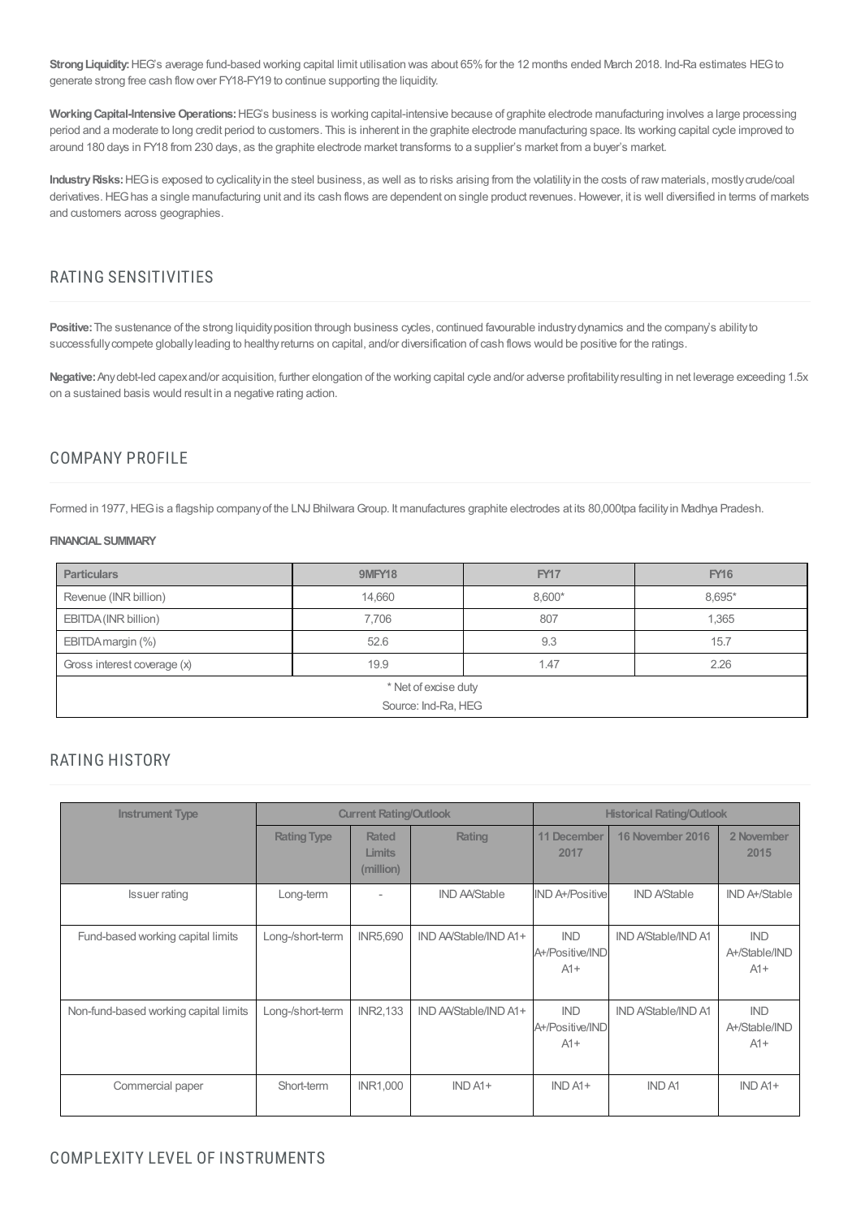**Strong Liquidity:** HEG's average fund-based working capital limit utilisation was about 65% for the 12 months ended March 2018. Ind-Ra estimates HEG to generate strong free cash flow over FY18-FY19 to continue supporting the liquidity.

**Working Capital-Intensive Operations:** HEG's business is working capital-intensive because of graphite electrode manufacturing involves a large processing period and a moderate to long credit period to customers. This is inherent in the graphite electrode manufacturing space. Its working capital cycle improved to around 180 days in FY18 from 230 days, as the graphite electrode market transforms to a supplier's market from a buyer's market.

**Industry Risks:** HEG is exposed to cyclicality in the steel business, as well as to risks arising from the volatility in the costs of raw materials, mostly crude/coal derivatives. HEG has a single manufacturing unit and its cash flows are dependent on single product revenues. However, it is well diversified in terms of markets and customers across geographies.

## RATING SENSITIVITIES

**Positive:** The sustenance of the strong liquidity position through business cycles, continued favourable industry dynamics and the company's ability to successfully compete globally leading to healthy returns on capital, and/or diversification of cash flows would be positive for the ratings.

**Negative:** Any debt-led capex and/or acquisition, further elongation of the working capital cycle and/or adverse profitability resulting in net leverage exceeding 1.5x on a sustained basis would result in a negative rating action.

## COMPANY PROFILE

Formed in 1977, HEG is a flagship company of the LNJ Bhilwara Group. It manufactures graphite electrodes at its 80,000tpa facility in Madhya Pradesh.

**FINANCIAL SUMMARY**

| Particulars | 9MFY18 | FY17 | FY16 |
|---|---|---|---|
| Revenue (INR billion) | 14,660 | 8,600* | 8,695* |
| EBITDA (INR billion) | 7,706 | 807 | 1,365 |
| EBITDA margin (%) | 52.6 | 9.3 | 15.7 |
| Gross interest coverage (x) | 19.9 | 1.47 | 2.26 |
| * Net of excise duty | | | |
| Source: Ind-Ra, HEG | | | |

## RATING HISTORY

| Instrument Type | Current Rating/Outlook | | | Historical Rating/Outlook | | |
|---|---|---|---|---|---|---|
| | Rating Type | Rated Limits (million) | Rating | 11 December 2017 | 16 November 2016 | 2 November 2015 |
| Issuer rating | Long-term | - | IND AA/Stable | IND A+/Positive | IND A/Stable | IND A+/Stable |
| Fund-based working capital limits | Long-/short-term | INR5,690 | IND AA/Stable/IND A1+ | IND A+/Positive/IND A1+ | IND A/Stable/IND A1 | IND A+/Stable/IND A1+ |
| Non-fund-based working capital limits | Long-/short-term | INR2,133 | IND AA/Stable/IND A1+ | IND A+/Positive/IND A1+ | IND A/Stable/IND A1 | IND A+/Stable/IND A1+ |
| Commercial paper | Short-term | INR1,000 | IND A1+ | IND A1+ | IND A1 | IND A1+ |

## COMPLEXITY LEVEL OF INSTRUMENTS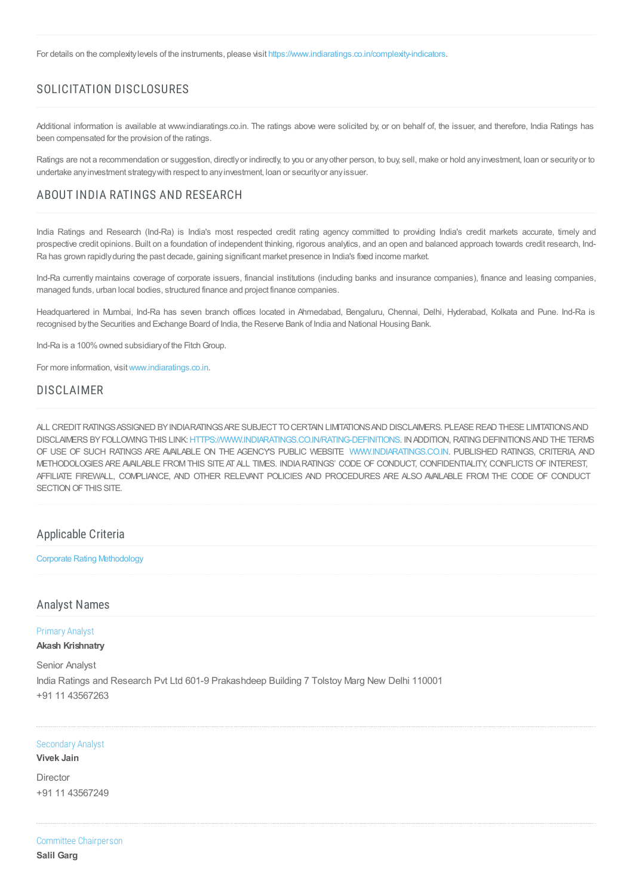For details on the complexity levels of the instruments, please visit https://www.indiaratings.co.in/complexity-indicators.

## SOLICITATION DISCLOSURES

Additional information is available at www.indiaratings.co.in. The ratings above were solicited by, or on behalf of, the issuer, and therefore, India Ratings has been compensated for the provision of the ratings.

Ratings are not a recommendation or suggestion, directly or indirectly, to you or any other person, to buy, sell, make or hold any investment, loan or security or to undertake any investment strategy with respect to any investment, loan or security or any issuer.

## ABOUT INDIA RATINGS AND RESEARCH

India Ratings and Research (Ind-Ra) is India's most respected credit rating agency committed to providing India's credit markets accurate, timely and prospective credit opinions. Built on a foundation of independent thinking, rigorous analytics, and an open and balanced approach towards credit research, Ind-Ra has grown rapidly during the past decade, gaining significant market presence in India's fixed income market.

Ind-Ra currently maintains coverage of corporate issuers, financial institutions (including banks and insurance companies), finance and leasing companies, managed funds, urban local bodies, structured finance and project finance companies.

Headquartered in Mumbai, Ind-Ra has seven branch offices located in Ahmedabad, Bengaluru, Chennai, Delhi, Hyderabad, Kolkata and Pune. Ind-Ra is recognised by the Securities and Exchange Board of India, the Reserve Bank of India and National Housing Bank.

Ind-Ra is a 100% owned subsidiary of the Fitch Group.

For more information, visit www.indiaratings.co.in.

## DISCLAIMER

ALL CREDIT RATINGS ASSIGNED BY INDIA RATINGS ARE SUBJECT TO CERTAIN LIMITATIONS AND DISCLAIMERS. PLEASE READ THESE LIMITATIONS AND DISCLAIMERS BY FOLLOWING THIS LINK: HTTPS://WWW.INDIARATINGS.CO.IN/RATING-DEFINITIONS. IN ADDITION, RATING DEFINITIONS AND THE TERMS OF USE OF SUCH RATINGS ARE AVAILABLE ON THE AGENCY'S PUBLIC WEBSITE WWW.INDIARATINGS.CO.IN. PUBLISHED RATINGS, CRITERIA, AND METHODOLOGIES ARE AVAILABLE FROM THIS SITE AT ALL TIMES. INDIA RATINGS' CODE OF CONDUCT, CONFIDENTIALITY, CONFLICTS OF INTEREST, AFFILIATE FIREWALL, COMPLIANCE, AND OTHER RELEVANT POLICIES AND PROCEDURES ARE ALSO AVAILABLE FROM THE CODE OF CONDUCT SECTION OF THIS SITE.

## Applicable Criteria

Corporate Rating Methodology

## Analyst Names

Primary Analyst

**Akash Krishnatry**

Senior Analyst

India Ratings and Research Pvt Ltd 601-9 Prakashdeep Building 7 Tolstoy Marg New Delhi 110001

+91 11 43567263

Secondary Analyst

**Vivek Jain**

Director

+91 11 43567249

Committee Chairperson

**Salil Garg**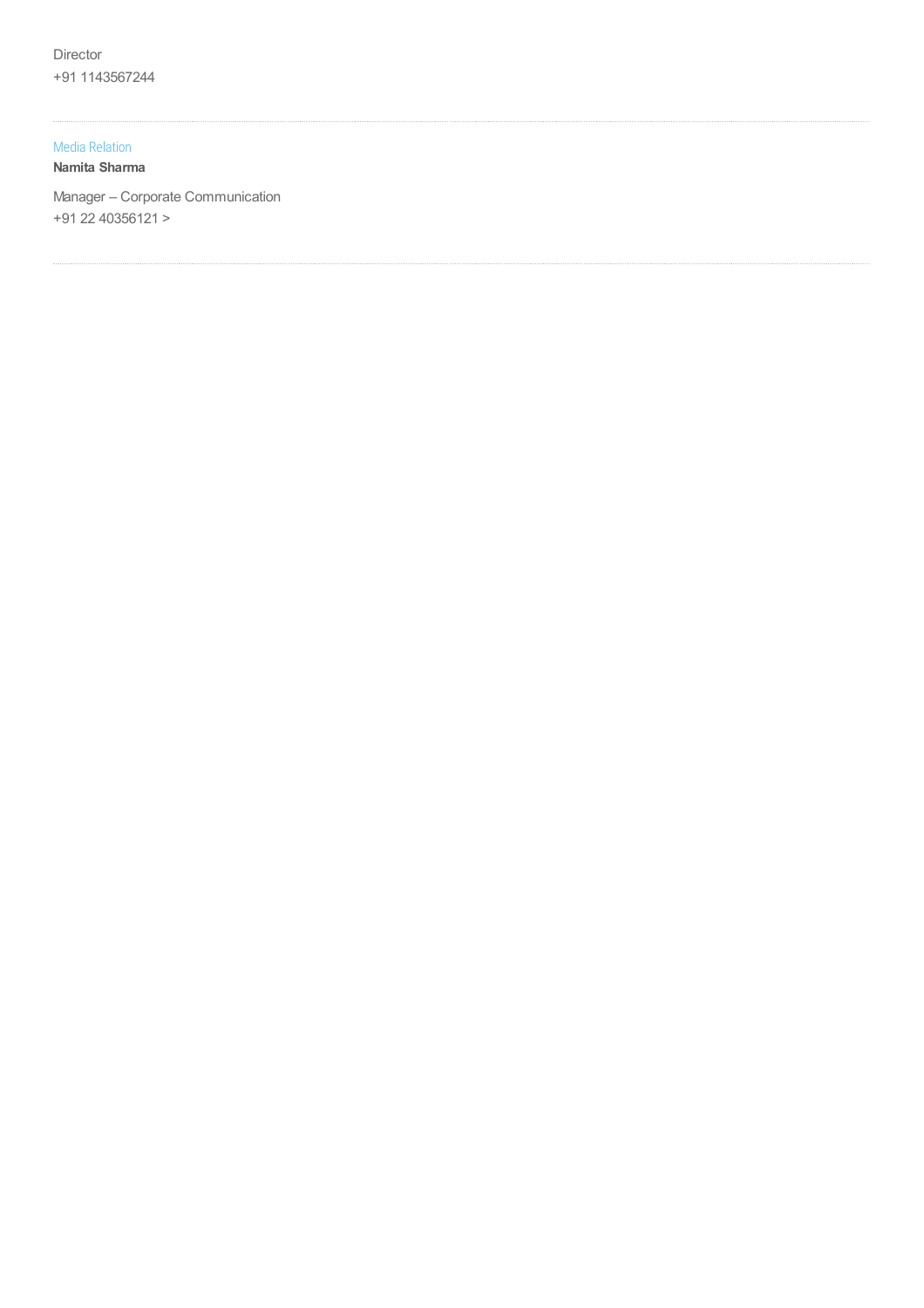Director
+91 1143567244

---

Media Relation

**Namita Sharma**

Manager – Corporate Communication
+91 22 40356121 >

---